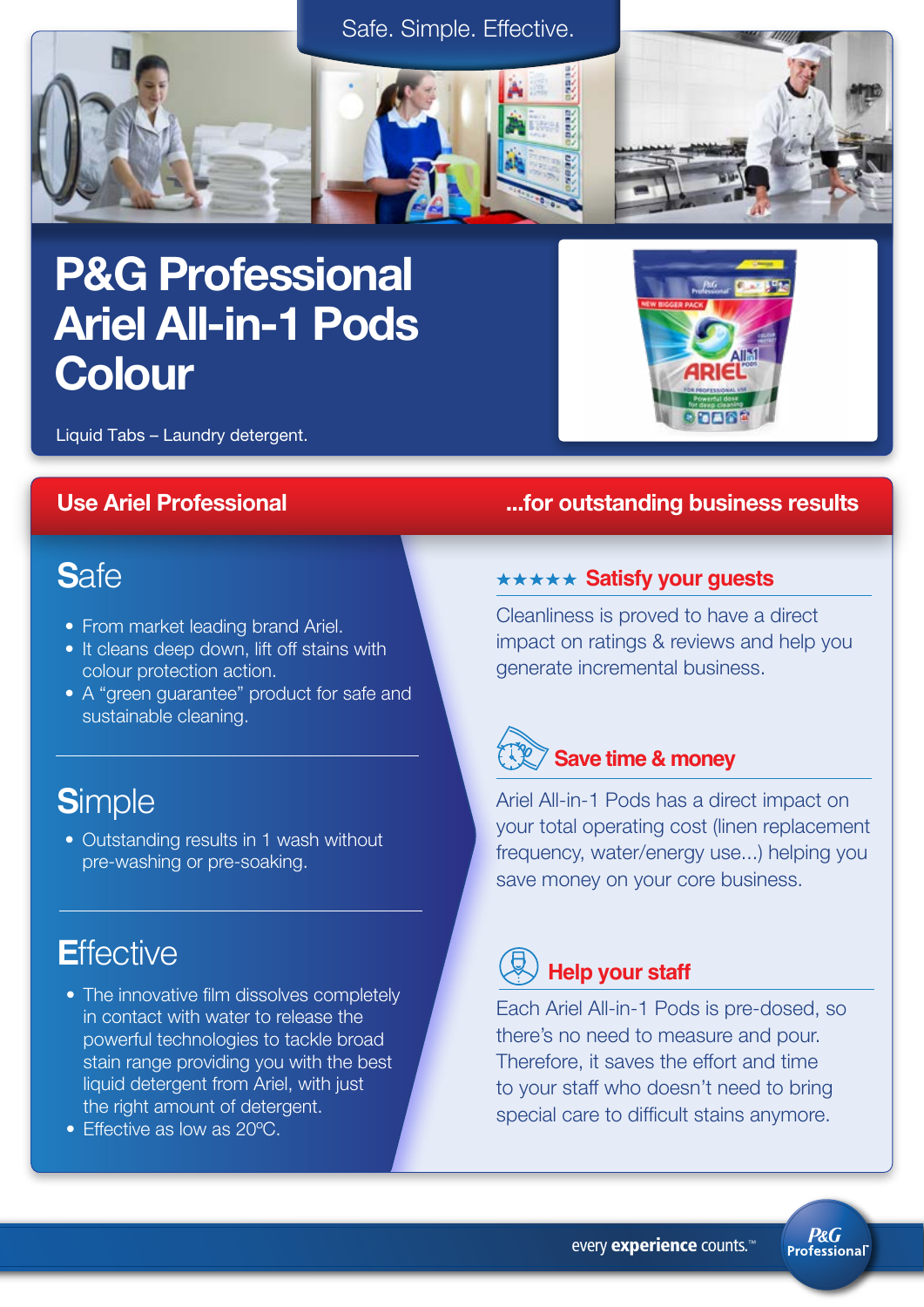Safe. Simple. Effective.

# P&G Professional Ariel All-in-1 Pods Colour

Liquid Tabs – Laundry detergent.

**Use Ariel Professional** **...for outstanding business results**

## Safe

- From market leading brand Ariel.
- It cleans deep down, lift off stains with colour protection action.
- A "green guarantee" product for safe and sustainable cleaning.

## Simple

- Outstanding results in 1 wash without pre-washing or pre-soaking.

## Effective

- The innovative film dissolves completely in contact with water to release the powerful technologies to tackle broad stain range providing you with the best liquid detergent from Ariel, with just the right amount of detergent.
- Effective as low as 20ºC.

### ★★★★★ Satisfy your guests

Cleanliness is proved to have a direct impact on ratings & reviews and help you generate incremental business.

### Save time & money

Ariel All-in-1 Pods has a direct impact on your total operating cost (linen replacement frequency, water/energy use...) helping you save money on your core business.

### Help your staff

Each Ariel All-in-1 Pods is pre-dosed, so there's no need to measure and pour. Therefore, it saves the effort and time to your staff who doesn't need to bring special care to difficult stains anymore.

every **experience** counts.™ P&G Professional™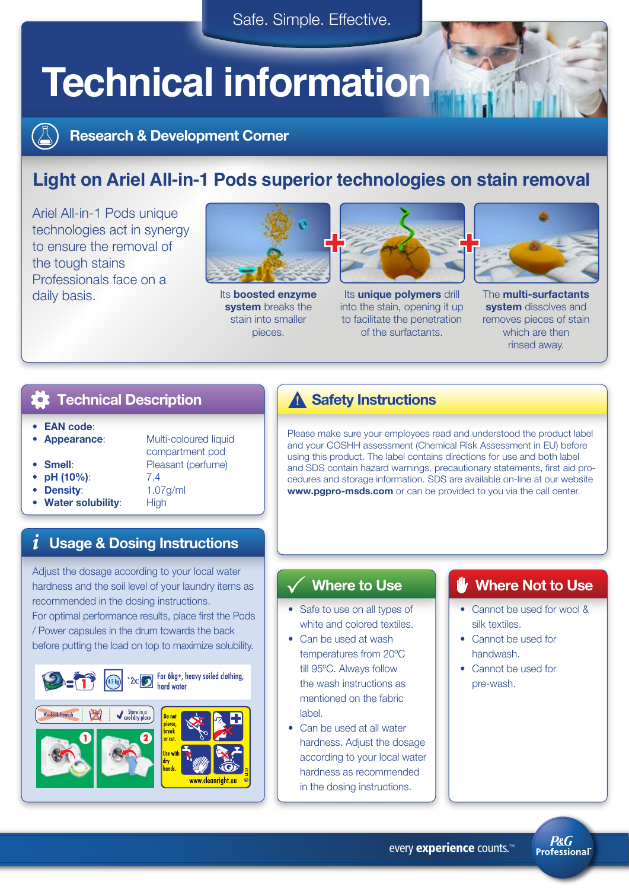Safe. Simple. Effective.

# Technical information

## Research & Development Corner

## Light on Ariel All-in-1 Pods superior technologies on stain removal

Ariel All-in-1 Pods unique technologies act in synergy to ensure the removal of the tough stains Professionals face on a daily basis.

Its **boosted enzyme system** breaks the stain into smaller pieces.

Its **unique polymers** drill into the stain, opening it up to facilitate the penetration of the surfactants.

The **multi-surfactants system** dissolves and removes pieces of stain which are then rinsed away.

## Technical Description

| | |
|---|---|
| **EAN code**: | |
| **Appearance**: | Multi-coloured liquid compartment pod |
| **Smell**: | Pleasant (perfume) |
| **pH (10%)**: | 7.4 |
| **Density**: | 1.07g/ml |
| **Water solubility**: | High |

## Usage & Dosing Instructions

Adjust the dosage according to your local water hardness and the soil level of your laundry items as recommended in the dosing instructions.

For optimal performance results, place first the Pods / Power capsules in the drum towards the back before putting the load on top to maximize solubility.

4-5 kg

*2x:

For 6kg+, heavy soiled clothing, hard water

Wool-Silk-Prewash

Store in a cool dry place

Do not pierce, break or cut.

Use with dry hands.

www.cleanright.eu

## Safety Instructions

Please make sure your employees read and understood the product label and your COSHH assessment (Chemical Risk Assessment in EU) before using this product. The label contains directions for use and both label and SDS contain hazard warnings, precautionary statements, first aid procedures and storage information. SDS are available on-line at our website **www.pgpro-msds.com** or can be provided to you via the call center.

## Where to Use

- Safe to use on all types of white and colored textiles.
- Can be used at wash temperatures from 20ºC till 95ºC. Always follow the wash instructions as mentioned on the fabric label.
- Can be used at all water hardness. Adjust the dosage according to your local water hardness as recommended in the dosing instructions.

## Where Not to Use

- Cannot be used for wool & silk textiles.
- Cannot be used for handwash.
- Cannot be used for pre-wash.

every **experience** counts.™

P&G Professional™